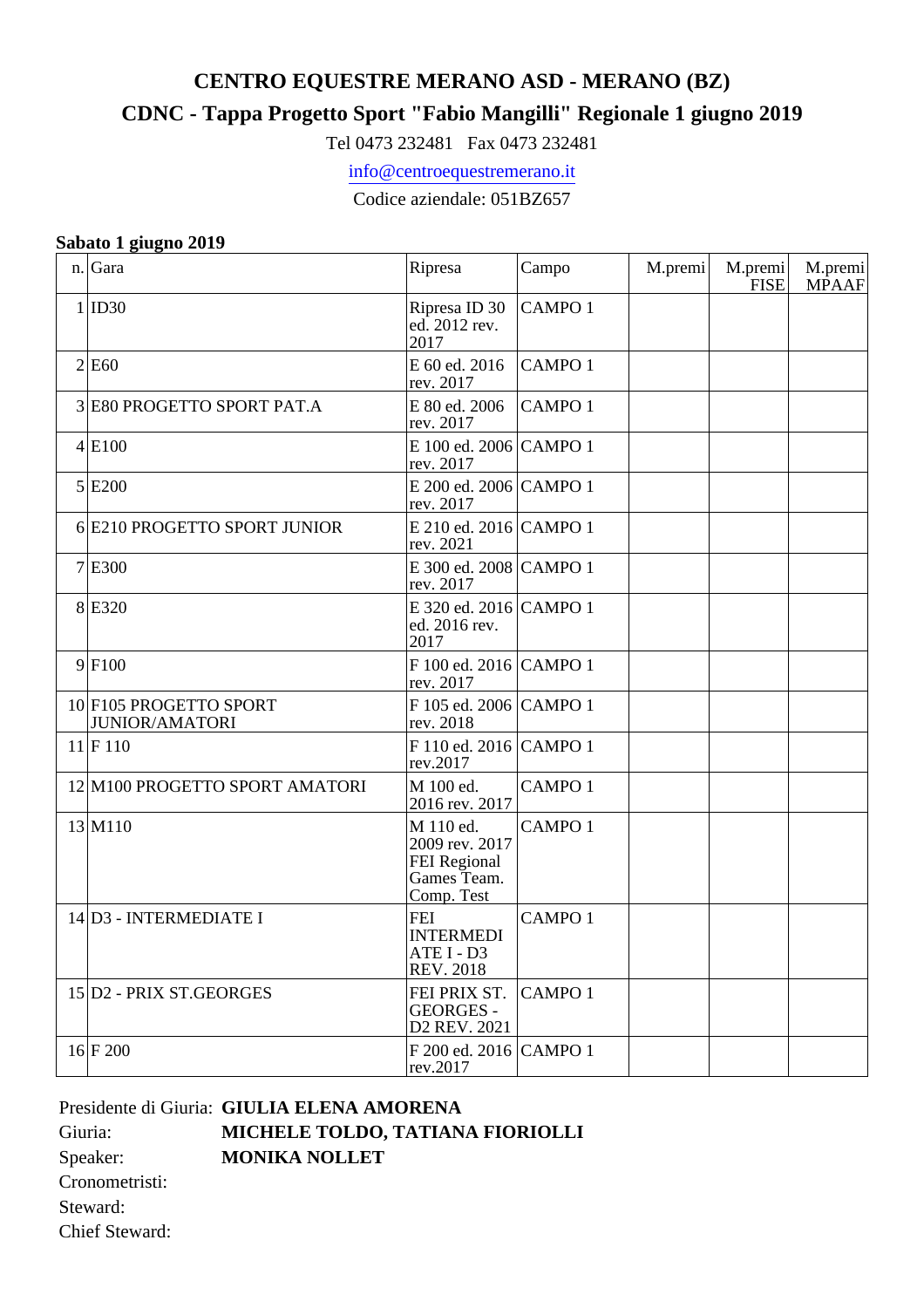# CENTRO EQUESTRE MERANO ASD - MERANO (BZ)

## CDNC - Tappa Progetto Sport "Fabio Mangilli" Regionale 1 giugno 2019

Tel 0473 232481   Fax 0473 232481

info@centroequestremerano.it

Codice aziendale: 051BZ657

**Sabato 1 giugno 2019**

| n. | Gara | Ripresa | Campo | M.premi | M.premi FISE | M.premi MPAAF |
|---|---|---|---|---|---|---|
| 1 | ID30 | Ripresa ID 30 ed. 2012 rev. 2017 | CAMPO 1 | | | |
| 2 | E60 | E 60 ed. 2016 rev. 2017 | CAMPO 1 | | | |
| 3 | E80 PROGETTO SPORT PAT.A | E 80 ed. 2006 rev. 2017 | CAMPO 1 | | | |
| 4 | E100 | E 100 ed. 2006 rev. 2017 | CAMPO 1 | | | |
| 5 | E200 | E 200 ed. 2006 rev. 2017 | CAMPO 1 | | | |
| 6 | E210 PROGETTO SPORT JUNIOR | E 210 ed. 2016 rev. 2021 | CAMPO 1 | | | |
| 7 | E300 | E 300 ed. 2008 rev. 2017 | CAMPO 1 | | | |
| 8 | E320 | E 320 ed. 2016 ed. 2016 rev. 2017 | CAMPO 1 | | | |
| 9 | F100 | F 100 ed. 2016 rev. 2017 | CAMPO 1 | | | |
| 10 | F105 PROGETTO SPORT JUNIOR/AMATORI | F 105 ed. 2006 rev. 2018 | CAMPO 1 | | | |
| 11 | F 110 | F 110 ed. 2016 rev.2017 | CAMPO 1 | | | |
| 12 | M100 PROGETTO SPORT AMATORI | M 100 ed. 2016 rev. 2017 | CAMPO 1 | | | |
| 13 | M110 | M 110 ed. 2009 rev. 2017 FEI Regional Games Team. Comp. Test | CAMPO 1 | | | |
| 14 | D3 - INTERMEDIATE I | FEI INTERMEDIATE I - D3 REV. 2018 | CAMPO 1 | | | |
| 15 | D2 - PRIX ST.GEORGES | FEI PRIX ST. GEORGES - D2 REV. 2021 | CAMPO 1 | | | |
| 16 | F 200 | F 200 ed. 2016 rev.2017 | CAMPO 1 | | | |

Presidente di Giuria: **GIULIA ELENA AMORENA**

Giuria: **MICHELE TOLDO, TATIANA FIORIOLLI**

Speaker: **MONIKA NOLLET**

Cronometristi:

Steward:

Chief Steward: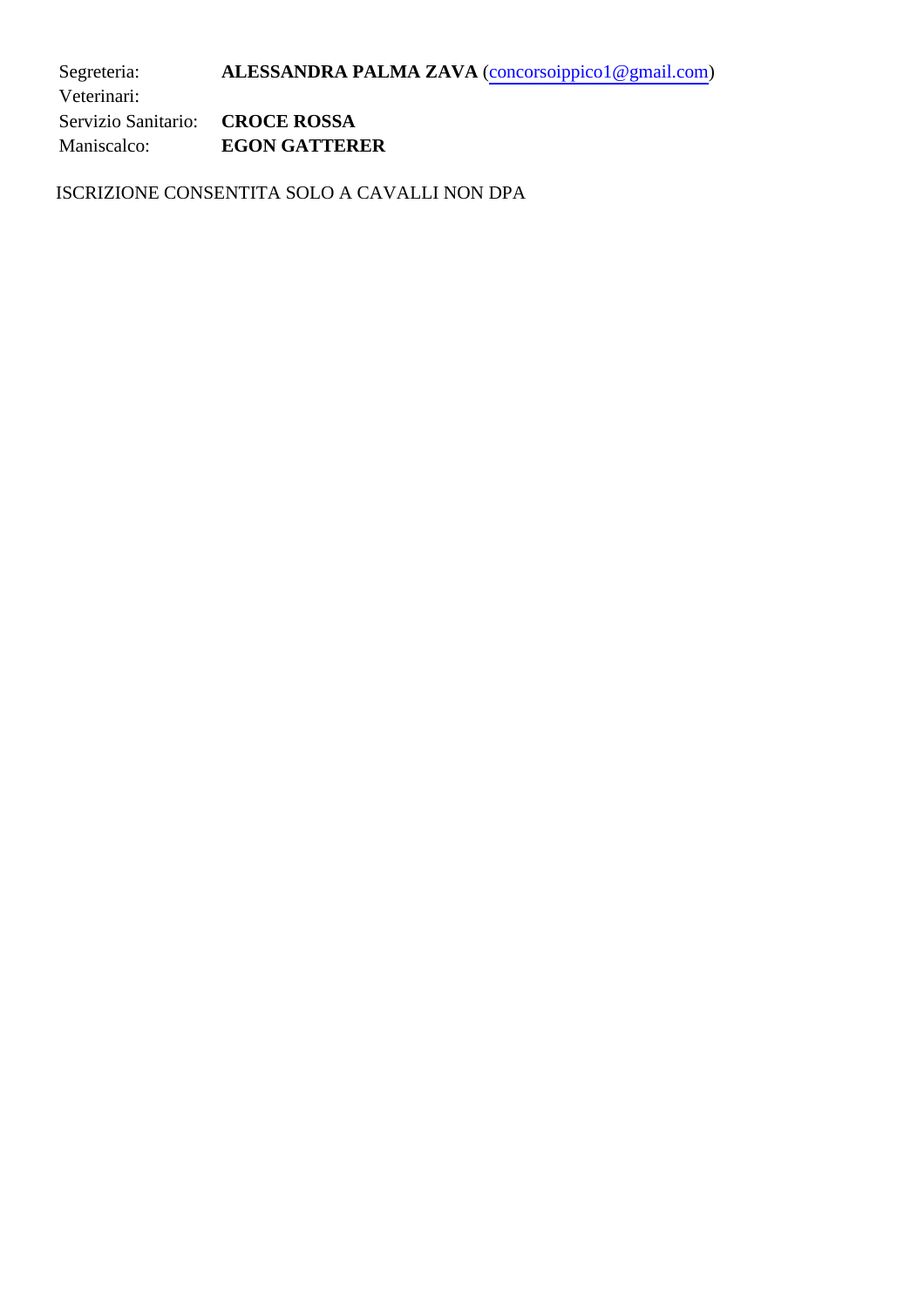| | |
|---|---|
| Segreteria: | **ALESSANDRA PALMA ZAVA** (concorsoippico1@gmail.com) |
| Veterinari: | |
| Servizio Sanitario: | **CROCE ROSSA** |
| Maniscalco: | **EGON GATTERER** |

ISCRIZIONE CONSENTITA SOLO A CAVALLI NON DPA